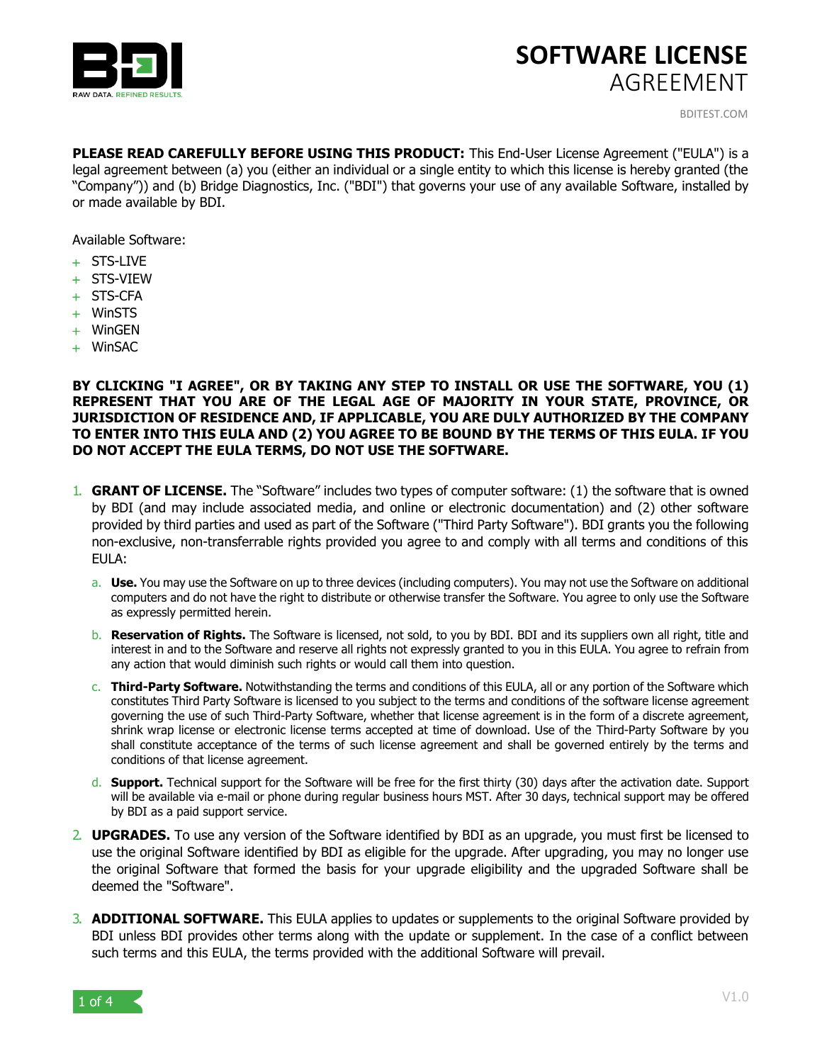# SOFTWARE LICENSE AGREEMENT

BDITEST.COM

**PLEASE READ CAREFULLY BEFORE USING THIS PRODUCT:** This End-User License Agreement ("EULA") is a legal agreement between (a) you (either an individual or a single entity to which this license is hereby granted (the "Company")) and (b) Bridge Diagnostics, Inc. ("BDI") that governs your use of any available Software, installed by or made available by BDI.

Available Software:

- STS-LIVE
- STS-VIEW
- STS-CFA
- WinSTS
- WinGEN
- WinSAC

**BY CLICKING "I AGREE", OR BY TAKING ANY STEP TO INSTALL OR USE THE SOFTWARE, YOU (1) REPRESENT THAT YOU ARE OF THE LEGAL AGE OF MAJORITY IN YOUR STATE, PROVINCE, OR JURISDICTION OF RESIDENCE AND, IF APPLICABLE, YOU ARE DULY AUTHORIZED BY THE COMPANY TO ENTER INTO THIS EULA AND (2) YOU AGREE TO BE BOUND BY THE TERMS OF THIS EULA. IF YOU DO NOT ACCEPT THE EULA TERMS, DO NOT USE THE SOFTWARE.**

1. **GRANT OF LICENSE.** The "Software" includes two types of computer software: (1) the software that is owned by BDI (and may include associated media, and online or electronic documentation) and (2) other software provided by third parties and used as part of the Software ("Third Party Software"). BDI grants you the following non-exclusive, non-transferrable rights provided you agree to and comply with all terms and conditions of this EULA:
   a. **Use.** You may use the Software on up to three devices (including computers). You may not use the Software on additional computers and do not have the right to distribute or otherwise transfer the Software. You agree to only use the Software as expressly permitted herein.
   b. **Reservation of Rights.** The Software is licensed, not sold, to you by BDI. BDI and its suppliers own all right, title and interest in and to the Software and reserve all rights not expressly granted to you in this EULA. You agree to refrain from any action that would diminish such rights or would call them into question.
   c. **Third-Party Software.** Notwithstanding the terms and conditions of this EULA, all or any portion of the Software which constitutes Third Party Software is licensed to you subject to the terms and conditions of the software license agreement governing the use of such Third-Party Software, whether that license agreement is in the form of a discrete agreement, shrink wrap license or electronic license terms accepted at time of download. Use of the Third-Party Software by you shall constitute acceptance of the terms of such license agreement and shall be governed entirely by the terms and conditions of that license agreement.
   d. **Support.** Technical support for the Software will be free for the first thirty (30) days after the activation date. Support will be available via e-mail or phone during regular business hours MST. After 30 days, technical support may be offered by BDI as a paid support service.
2. **UPGRADES.** To use any version of the Software identified by BDI as an upgrade, you must first be licensed to use the original Software identified by BDI as eligible for the upgrade. After upgrading, you may no longer use the original Software that formed the basis for your upgrade eligibility and the upgraded Software shall be deemed the "Software".
3. **ADDITIONAL SOFTWARE.** This EULA applies to updates or supplements to the original Software provided by BDI unless BDI provides other terms along with the update or supplement. In the case of a conflict between such terms and this EULA, the terms provided with the additional Software will prevail.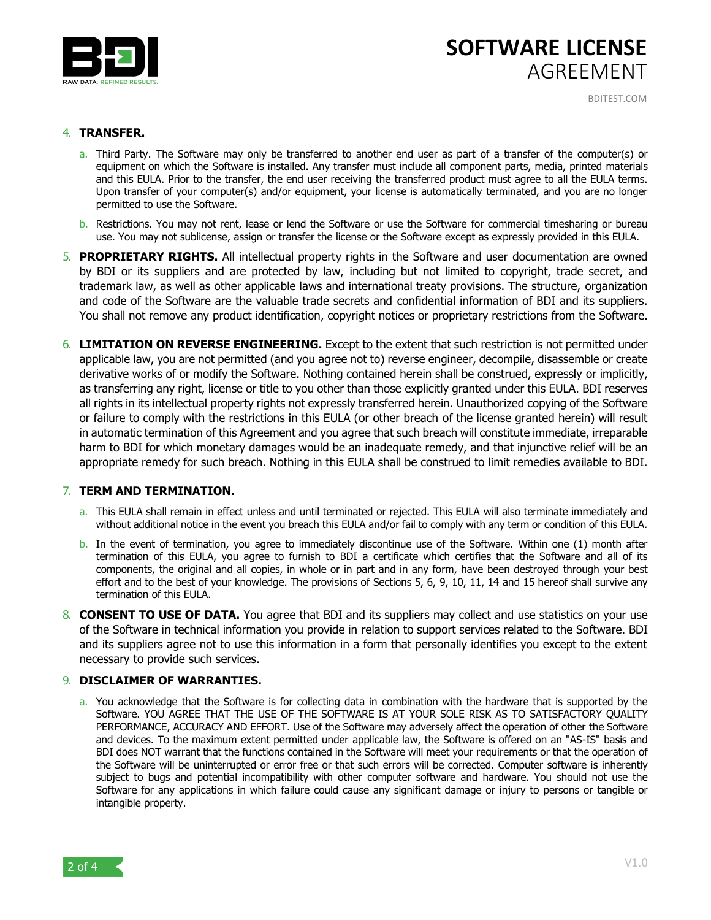4. **TRANSFER.**

   a. Third Party. The Software may only be transferred to another end user as part of a transfer of the computer(s) or equipment on which the Software is installed. Any transfer must include all component parts, media, printed materials and this EULA. Prior to the transfer, the end user receiving the transferred product must agree to all the EULA terms. Upon transfer of your computer(s) and/or equipment, your license is automatically terminated, and you are no longer permitted to use the Software.

   b. Restrictions. You may not rent, lease or lend the Software or use the Software for commercial timesharing or bureau use. You may not sublicense, assign or transfer the license or the Software except as expressly provided in this EULA.

5. **PROPRIETARY RIGHTS.** All intellectual property rights in the Software and user documentation are owned by BDI or its suppliers and are protected by law, including but not limited to copyright, trade secret, and trademark law, as well as other applicable laws and international treaty provisions. The structure, organization and code of the Software are the valuable trade secrets and confidential information of BDI and its suppliers. You shall not remove any product identification, copyright notices or proprietary restrictions from the Software.

6. **LIMITATION ON REVERSE ENGINEERING.** Except to the extent that such restriction is not permitted under applicable law, you are not permitted (and you agree not to) reverse engineer, decompile, disassemble or create derivative works of or modify the Software. Nothing contained herein shall be construed, expressly or implicitly, as transferring any right, license or title to you other than those explicitly granted under this EULA. BDI reserves all rights in its intellectual property rights not expressly transferred herein. Unauthorized copying of the Software or failure to comply with the restrictions in this EULA (or other breach of the license granted herein) will result in automatic termination of this Agreement and you agree that such breach will constitute immediate, irreparable harm to BDI for which monetary damages would be an inadequate remedy, and that injunctive relief will be an appropriate remedy for such breach. Nothing in this EULA shall be construed to limit remedies available to BDI.

7. **TERM AND TERMINATION.**

   a. This EULA shall remain in effect unless and until terminated or rejected. This EULA will also terminate immediately and without additional notice in the event you breach this EULA and/or fail to comply with any term or condition of this EULA.

   b. In the event of termination, you agree to immediately discontinue use of the Software. Within one (1) month after termination of this EULA, you agree to furnish to BDI a certificate which certifies that the Software and all of its components, the original and all copies, in whole or in part and in any form, have been destroyed through your best effort and to the best of your knowledge. The provisions of Sections 5, 6, 9, 10, 11, 14 and 15 hereof shall survive any termination of this EULA.

8. **CONSENT TO USE OF DATA.** You agree that BDI and its suppliers may collect and use statistics on your use of the Software in technical information you provide in relation to support services related to the Software. BDI and its suppliers agree not to use this information in a form that personally identifies you except to the extent necessary to provide such services.

9. **DISCLAIMER OF WARRANTIES.**

   a. You acknowledge that the Software is for collecting data in combination with the hardware that is supported by the Software. YOU AGREE THAT THE USE OF THE SOFTWARE IS AT YOUR SOLE RISK AS TO SATISFACTORY QUALITY PERFORMANCE, ACCURACY AND EFFORT. Use of the Software may adversely affect the operation of other the Software and devices. To the maximum extent permitted under applicable law, the Software is offered on an "AS-IS" basis and BDI does NOT warrant that the functions contained in the Software will meet your requirements or that the operation of the Software will be uninterrupted or error free or that such errors will be corrected. Computer software is inherently subject to bugs and potential incompatibility with other computer software and hardware. You should not use the Software for any applications in which failure could cause any significant damage or injury to persons or tangible or intangible property.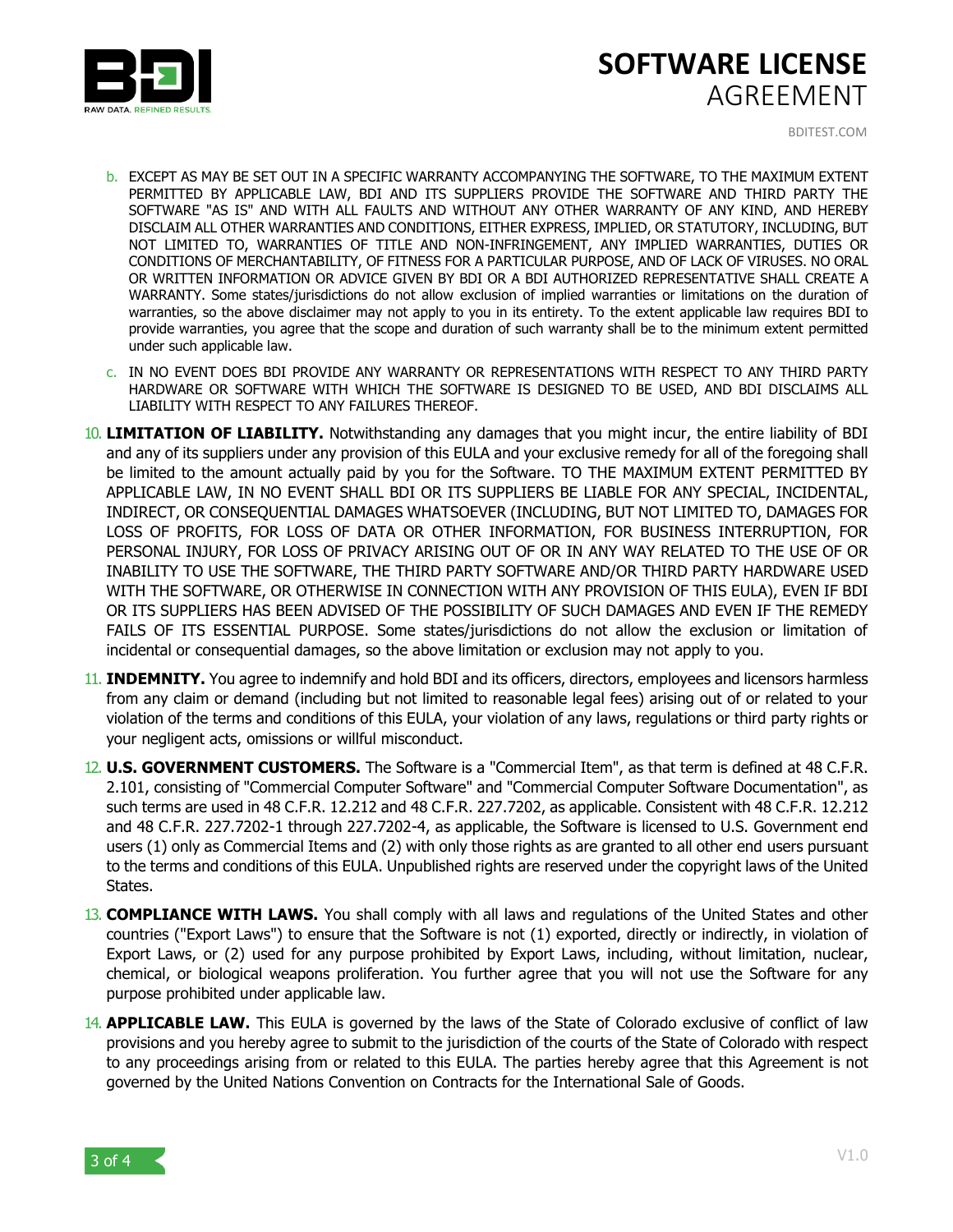b. EXCEPT AS MAY BE SET OUT IN A SPECIFIC WARRANTY ACCOMPANYING THE SOFTWARE, TO THE MAXIMUM EXTENT PERMITTED BY APPLICABLE LAW, BDI AND ITS SUPPLIERS PROVIDE THE SOFTWARE AND THIRD PARTY THE SOFTWARE "AS IS" AND WITH ALL FAULTS AND WITHOUT ANY OTHER WARRANTY OF ANY KIND, AND HEREBY DISCLAIM ALL OTHER WARRANTIES AND CONDITIONS, EITHER EXPRESS, IMPLIED, OR STATUTORY, INCLUDING, BUT NOT LIMITED TO, WARRANTIES OF TITLE AND NON-INFRINGEMENT, ANY IMPLIED WARRANTIES, DUTIES OR CONDITIONS OF MERCHANTABILITY, OF FITNESS FOR A PARTICULAR PURPOSE, AND OF LACK OF VIRUSES. NO ORAL OR WRITTEN INFORMATION OR ADVICE GIVEN BY BDI OR A BDI AUTHORIZED REPRESENTATIVE SHALL CREATE A WARRANTY. Some states/jurisdictions do not allow exclusion of implied warranties or limitations on the duration of warranties, so the above disclaimer may not apply to you in its entirety. To the extent applicable law requires BDI to provide warranties, you agree that the scope and duration of such warranty shall be to the minimum extent permitted under such applicable law.

c. IN NO EVENT DOES BDI PROVIDE ANY WARRANTY OR REPRESENTATIONS WITH RESPECT TO ANY THIRD PARTY HARDWARE OR SOFTWARE WITH WHICH THE SOFTWARE IS DESIGNED TO BE USED, AND BDI DISCLAIMS ALL LIABILITY WITH RESPECT TO ANY FAILURES THEREOF.

10. **LIMITATION OF LIABILITY.** Notwithstanding any damages that you might incur, the entire liability of BDI and any of its suppliers under any provision of this EULA and your exclusive remedy for all of the foregoing shall be limited to the amount actually paid by you for the Software. TO THE MAXIMUM EXTENT PERMITTED BY APPLICABLE LAW, IN NO EVENT SHALL BDI OR ITS SUPPLIERS BE LIABLE FOR ANY SPECIAL, INCIDENTAL, INDIRECT, OR CONSEQUENTIAL DAMAGES WHATSOEVER (INCLUDING, BUT NOT LIMITED TO, DAMAGES FOR LOSS OF PROFITS, FOR LOSS OF DATA OR OTHER INFORMATION, FOR BUSINESS INTERRUPTION, FOR PERSONAL INJURY, FOR LOSS OF PRIVACY ARISING OUT OF OR IN ANY WAY RELATED TO THE USE OF OR INABILITY TO USE THE SOFTWARE, THE THIRD PARTY SOFTWARE AND/OR THIRD PARTY HARDWARE USED WITH THE SOFTWARE, OR OTHERWISE IN CONNECTION WITH ANY PROVISION OF THIS EULA), EVEN IF BDI OR ITS SUPPLIERS HAS BEEN ADVISED OF THE POSSIBILITY OF SUCH DAMAGES AND EVEN IF THE REMEDY FAILS OF ITS ESSENTIAL PURPOSE. Some states/jurisdictions do not allow the exclusion or limitation of incidental or consequential damages, so the above limitation or exclusion may not apply to you.

11. **INDEMNITY.** You agree to indemnify and hold BDI and its officers, directors, employees and licensors harmless from any claim or demand (including but not limited to reasonable legal fees) arising out of or related to your violation of the terms and conditions of this EULA, your violation of any laws, regulations or third party rights or your negligent acts, omissions or willful misconduct.

12. **U.S. GOVERNMENT CUSTOMERS.** The Software is a "Commercial Item", as that term is defined at 48 C.F.R. 2.101, consisting of "Commercial Computer Software" and "Commercial Computer Software Documentation", as such terms are used in 48 C.F.R. 12.212 and 48 C.F.R. 227.7202, as applicable. Consistent with 48 C.F.R. 12.212 and 48 C.F.R. 227.7202-1 through 227.7202-4, as applicable, the Software is licensed to U.S. Government end users (1) only as Commercial Items and (2) with only those rights as are granted to all other end users pursuant to the terms and conditions of this EULA. Unpublished rights are reserved under the copyright laws of the United States.

13. **COMPLIANCE WITH LAWS.** You shall comply with all laws and regulations of the United States and other countries ("Export Laws") to ensure that the Software is not (1) exported, directly or indirectly, in violation of Export Laws, or (2) used for any purpose prohibited by Export Laws, including, without limitation, nuclear, chemical, or biological weapons proliferation. You further agree that you will not use the Software for any purpose prohibited under applicable law.

14. **APPLICABLE LAW.** This EULA is governed by the laws of the State of Colorado exclusive of conflict of law provisions and you hereby agree to submit to the jurisdiction of the courts of the State of Colorado with respect to any proceedings arising from or related to this EULA. The parties hereby agree that this Agreement is not governed by the United Nations Convention on Contracts for the International Sale of Goods.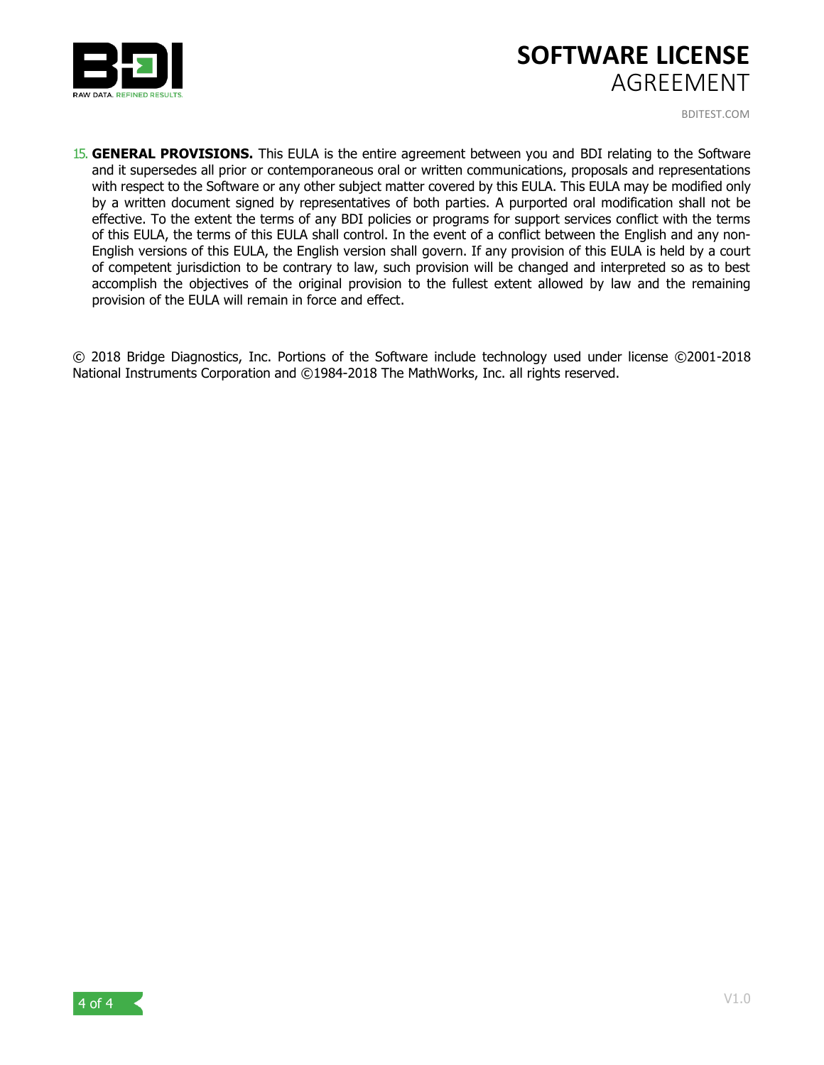15. **GENERAL PROVISIONS.** This EULA is the entire agreement between you and BDI relating to the Software and it supersedes all prior or contemporaneous oral or written communications, proposals and representations with respect to the Software or any other subject matter covered by this EULA. This EULA may be modified only by a written document signed by representatives of both parties. A purported oral modification shall not be effective. To the extent the terms of any BDI policies or programs for support services conflict with the terms of this EULA, the terms of this EULA shall control. In the event of a conflict between the English and any non-English versions of this EULA, the English version shall govern. If any provision of this EULA is held by a court of competent jurisdiction to be contrary to law, such provision will be changed and interpreted so as to best accomplish the objectives of the original provision to the fullest extent allowed by law and the remaining provision of the EULA will remain in force and effect.

© 2018 Bridge Diagnostics, Inc. Portions of the Software include technology used under license ©2001-2018 National Instruments Corporation and ©1984-2018 The MathWorks, Inc. all rights reserved.